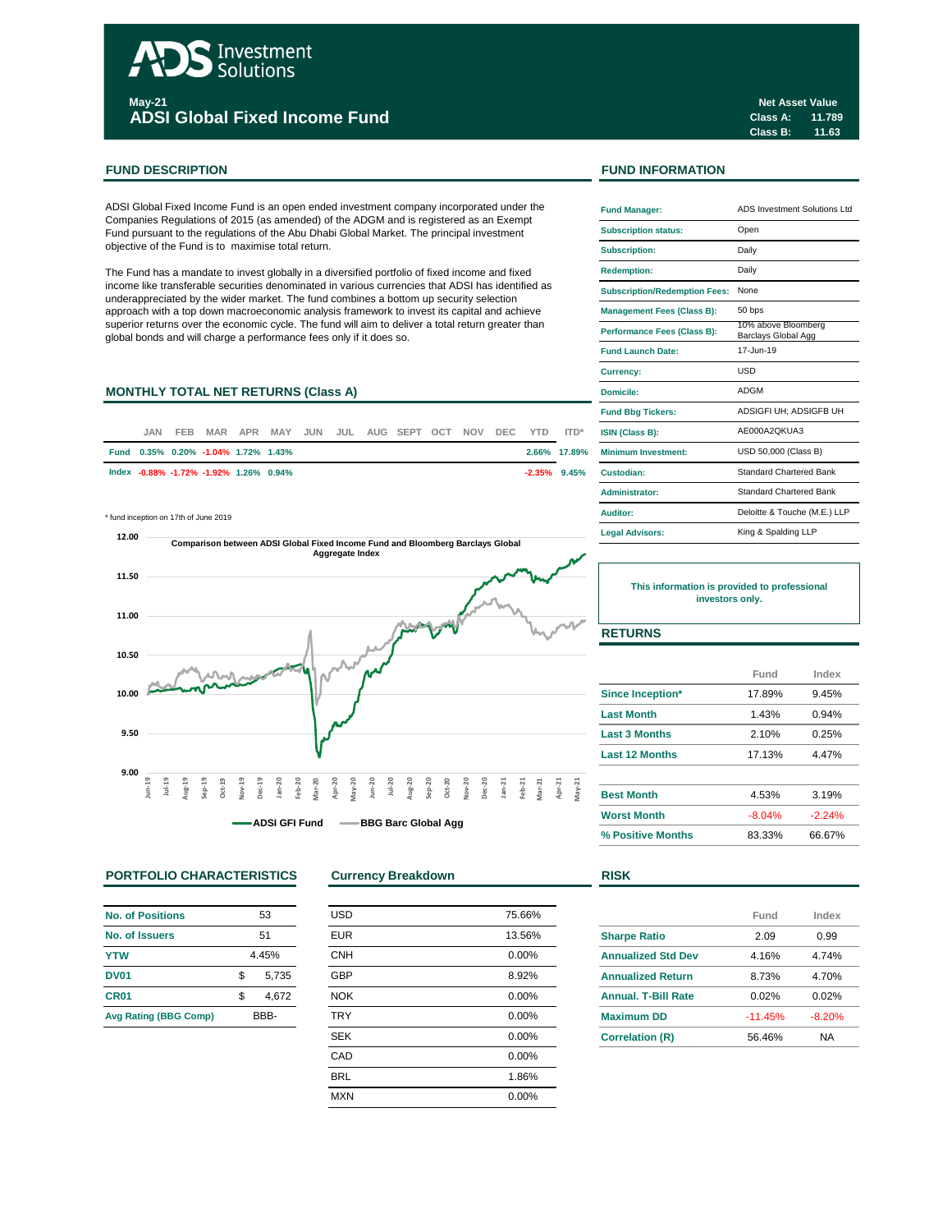# ADS Investment Solutions

**May-21**

## ADSI Global Fixed Income Fund

| Net Asset Value | |
|---|---|
| Class A: | 11.789 |
| Class B: | 11.63 |

## FUND DESCRIPTION

ADSI Global Fixed Income Fund is an open ended investment company incorporated under the Companies Regulations of 2015 (as amended) of the ADGM and is registered as an Exempt Fund pursuant to the regulations of the Abu Dhabi Global Market. The principal investment objective of the Fund is to maximise total return.

The Fund has a mandate to invest globally in a diversified portfolio of fixed income and fixed income like transferable securities denominated in various currencies that ADSI has identified as underappreciated by the wider market. The fund combines a bottom up security selection approach with a top down macroeconomic analysis framework to invest its capital and achieve superior returns over the economic cycle. The fund will aim to deliver a total return greater than global bonds and will charge a performance fees only if it does so.

## MONTHLY TOTAL NET RETURNS (Class A)

| | JAN | FEB | MAR | APR | MAY | JUN | JUL | AUG | SEPT | OCT | NOV | DEC | YTD | ITD* |
|---|---|---|---|---|---|---|---|---|---|---|---|---|---|---|
| Fund | 0.35% | 0.20% | -1.04% | 1.72% | 1.43% | | | | | | | | 2.66% | 17.89% |
| Index | -0.88% | -1.72% | -1.92% | 1.26% | 0.94% | | | | | | | | -2.35% | 9.45% |

\* fund inception on 17th of June 2019

**Comparison between ADSI Global Fixed Income Fund and Bloomberg Barclays Global Aggregate Index**

ADSI GFI Fund — BBG Barc Global Agg

## FUND INFORMATION

| | |
|---|---|
| Fund Manager: | ADS Investment Solutions Ltd |
| Subscription status: | Open |
| Subscription: | Daily |
| Redemption: | Daily |
| Subscription/Redemption Fees: | None |
| Management Fees (Class B): | 50 bps |
| Performance Fees (Class B): | 10% above Bloomberg Barclays Global Agg |
| Fund Launch Date: | 17-Jun-19 |
| Currency: | USD |
| Domicile: | ADGM |
| Fund Bbg Tickers: | ADSIGFI UH; ADSIGFB UH |
| ISIN (Class B): | AE000A2QKUA3 |
| Minimum Investment: | USD 50,000 (Class B) |
| Custodian: | Standard Chartered Bank |
| Administrator: | Standard Chartered Bank |
| Auditor: | Deloitte & Touche (M.E.) LLP |
| Legal Advisors: | King & Spalding LLP |

**This information is provided to professional investors only.**

## RETURNS

| | Fund | Index |
|---|---|---|
| Since Inception* | 17.89% | 9.45% |
| Last Month | 1.43% | 0.94% |
| Last 3 Months | 2.10% | 0.25% |
| Last 12 Months | 17.13% | 4.47% |
| Best Month | 4.53% | 3.19% |
| Worst Month | -8.04% | -2.24% |
| % Positive Months | 83.33% | 66.67% |

## PORTFOLIO CHARACTERISTICS

| | |
|---|---|
| No. of Positions | 53 |
| No. of Issuers | 51 |
| YTW | 4.45% |
| DV01 | $ 5,735 |
| CR01 | $ 4,672 |
| Avg Rating (BBG Comp) | BBB- |

## Currency Breakdown

| | |
|---|---|
| USD | 75.66% |
| EUR | 13.56% |
| CNH | 0.00% |
| GBP | 8.92% |
| NOK | 0.00% |
| TRY | 0.00% |
| SEK | 0.00% |
| CAD | 0.00% |
| BRL | 1.86% |
| MXN | 0.00% |

## RISK

| | Fund | Index |
|---|---|---|
| Sharpe Ratio | 2.09 | 0.99 |
| Annualized Std Dev | 4.16% | 4.74% |
| Annualized Return | 8.73% | 4.70% |
| Annual. T-Bill Rate | 0.02% | 0.02% |
| Maximum DD | -11.45% | -8.20% |
| Correlation (R) | 56.46% | NA |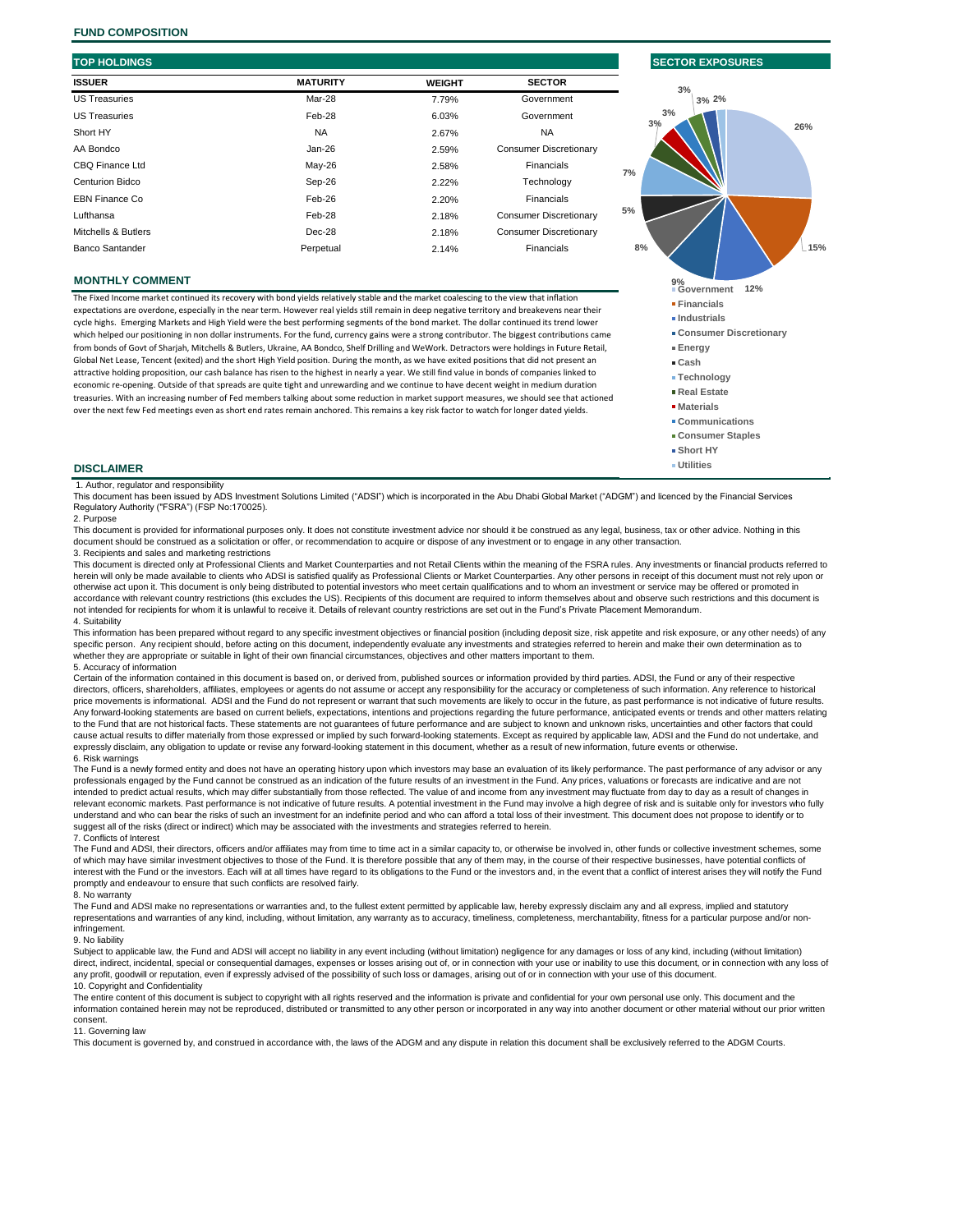## FUND COMPOSITION

### TOP HOLDINGS

| ISSUER | MATURITY | WEIGHT | SECTOR |
|---|---|---|---|
| US Treasuries | Mar-28 | 7.79% | Government |
| US Treasuries | Feb-28 | 6.03% | Government |
| Short HY | NA | 2.67% | NA |
| AA Bondco | Jan-26 | 2.59% | Consumer Discretionary |
| CBQ Finance Ltd | May-26 | 2.58% | Financials |
| Centurion Bidco | Sep-26 | 2.22% | Technology |
| EBN Finance Co | Feb-26 | 2.20% | Financials |
| Lufthansa | Feb-28 | 2.18% | Consumer Discretionary |
| Mitchells & Butlers | Dec-28 | 2.18% | Consumer Discretionary |
| Banco Santander | Perpetual | 2.14% | Financials |

### SECTOR EXPOSURES

26%
15%
12%
9%
8%
5%
7%
3%
3%
3%
3%
2%

- Government
- Financials
- Industrials
- Consumer Discretionary
- Energy
- Cash
- Technology
- Real Estate
- Materials
- Communications
- Consumer Staples
- Short HY
- Utilities

### MONTHLY COMMENT

The Fixed Income market continued its recovery with bond yields relatively stable and the market coalescing to the view that inflation expectations are overdone, especially in the near term. However real yields still remain in deep negative territory and breakevens near their cycle highs. Emerging Markets and High Yield were the best performing segments of the bond market. The dollar continued its trend lower which helped our positioning in non dollar instruments. For the fund, currency gains were a strong contributor. The biggest contributions came from bonds of Govt of Sharjah, Mitchells & Butlers, Ukraine, AA Bondco, Shelf Drilling and WeWork. Detractors were holdings in Future Retail, Global Net Lease, Tencent (exited) and the short High Yield position. During the month, as we have exited positions that did not present an attractive holding proposition, our cash balance has risen to the highest in nearly a year. We still find value in bonds of companies linked to economic re-opening. Outside of that spreads are quite tight and unrewarding and we continue to have decent weight in medium duration treasuries. With an increasing number of Fed members talking about some reduction in market support measures, we should see that actioned over the next few Fed meetings even as short end rates remain anchored. This remains a key risk factor to watch for longer dated yields.

### DISCLAIMER

1. Author, regulator and responsibility

This document has been issued by ADS Investment Solutions Limited ("ADSI") which is incorporated in the Abu Dhabi Global Market ("ADGM") and licenced by the Financial Services Regulatory Authority ("FSRA") (FSP No:170025).

2. Purpose

This document is provided for informational purposes only. It does not constitute investment advice nor should it be construed as any legal, business, tax or other advice. Nothing in this document should be construed as a solicitation or offer, or recommendation to acquire or dispose of any investment or to engage in any other transaction.

3. Recipients and sales and marketing restrictions

This document is directed only at Professional Clients and Market Counterparties and not Retail Clients within the meaning of the FSRA rules. Any investments or financial products referred to herein will only be made available to clients who ADSI is satisfied qualify as Professional Clients or Market Counterparties. Any other persons in receipt of this document must not rely upon or otherwise act upon it. This document is only being distributed to potential investors who meet certain qualifications and to whom an investment or service may be offered or promoted in accordance with relevant country restrictions (this excludes the US). Recipients of this document are required to inform themselves about and observe such restrictions and this document is not intended for recipients for whom it is unlawful to receive it. Details of relevant country restrictions are set out in the Fund's Private Placement Memorandum.

4. Suitability

This information has been prepared without regard to any specific investment objectives or financial position (including deposit size, risk appetite and risk exposure, or any other needs) of any specific person. Any recipient should, before acting on this document, independently evaluate any investments and strategies referred to herein and make their own determination as to whether they are appropriate or suitable in light of their own financial circumstances, objectives and other matters important to them.

5. Accuracy of information

Certain of the information contained in this document is based on, or derived from, published sources or information provided by third parties. ADSI, the Fund or any of their respective directors, officers, shareholders, affiliates, employees or agents do not assume or accept any responsibility for the accuracy or completeness of such information. Any reference to historical price movements is informational. ADSI and the Fund do not represent or warrant that such movements are likely to occur in the future, as past performance is not indicative of future results. Any forward-looking statements are based on current beliefs, expectations, intentions and projections regarding the future performance, anticipated events or trends and other matters relating to the Fund that are not historical facts. These statements are not guarantees of future performance and are subject to known and unknown risks, uncertainties and other factors that could cause actual results to differ materially from those expressed or implied by such forward-looking statements. Except as required by applicable law, ADSI and the Fund do not undertake, and expressly disclaim, any obligation to update or revise any forward-looking statement in this document, whether as a result of new information, future events or otherwise.

6. Risk warnings

The Fund is a newly formed entity and does not have an operating history upon which investors may base an evaluation of its likely performance. The past performance of any advisor or any professionals engaged by the Fund cannot be construed as an indication of the future results of an investment in the Fund. Any prices, valuations or forecasts are indicative and are not intended to predict actual results, which may differ substantially from those reflected. The value of and income from any investment may fluctuate from day to day as a result of changes in relevant economic markets. Past performance is not indicative of future results. A potential investment in the Fund may involve a high degree of risk and is suitable only for investors who fully understand and who can bear the risks of such an investment for an indefinite period and who can afford a total loss of their investment. This document does not propose to identify or to suggest all of the risks (direct or indirect) which may be associated with the investments and strategies referred to herein.

7. Conflicts of Interest

The Fund and ADSI, their directors, officers and/or affiliates may from time to time act in a similar capacity to, or otherwise be involved in, other funds or collective investment schemes, some of which may have similar investment objectives to those of the Fund. It is therefore possible that any of them may, in the course of their respective businesses, have potential conflicts of interest with the Fund or the investors. Each will at all times have regard to its obligations to the Fund or the investors and, in the event that a conflict of interest arises they will notify the Fund promptly and endeavour to ensure that such conflicts are resolved fairly.

8. No warranty

The Fund and ADSI make no representations or warranties and, to the fullest extent permitted by applicable law, hereby expressly disclaim any and all express, implied and statutory representations and warranties of any kind, including, without limitation, any warranty as to accuracy, timeliness, completeness, merchantability, fitness for a particular purpose and/or non-infringement.

9. No liability

Subject to applicable law, the Fund and ADSI will accept no liability in any event including (without limitation) negligence for any damages or loss of any kind, including (without limitation) direct, indirect, incidental, special or consequential damages, expenses or losses arising out of, or in connection with your use or inability to use this document, or in connection with any loss of any profit, goodwill or reputation, even if expressly advised of the possibility of such loss or damages, arising out of or in connection with your use of this document.

10. Copyright and Confidentiality

The entire content of this document is subject to copyright with all rights reserved and the information is private and confidential for your own personal use only. This document and the information contained herein may not be reproduced, distributed or transmitted to any other person or incorporated in any way into another document or other material without our prior written consent.

11. Governing law

This document is governed by, and construed in accordance with, the laws of the ADGM and any dispute in relation this document shall be exclusively referred to the ADGM Courts.